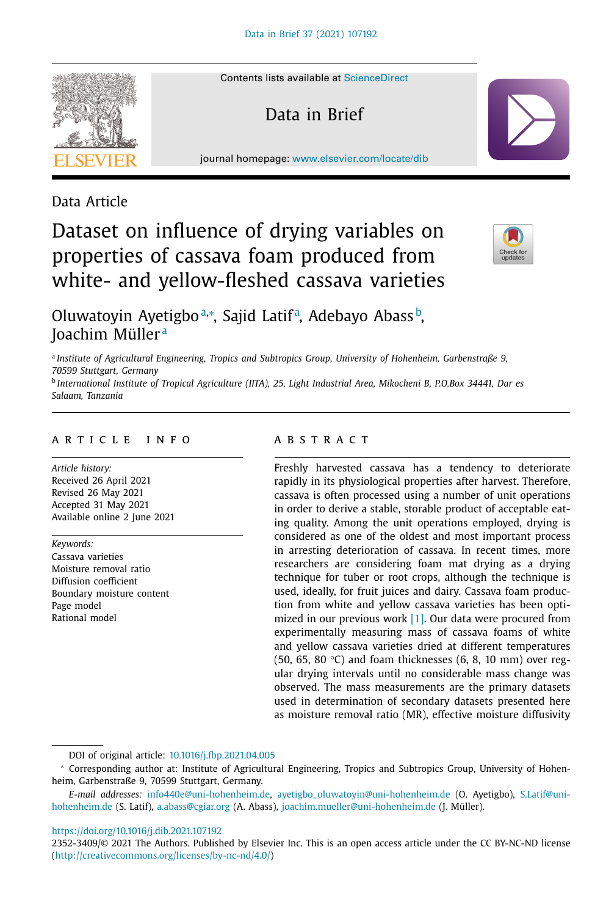Data Article

# Dataset on influence of drying variables on properties of cassava foam produced from white- and yellow-fleshed cassava varieties

Oluwatoyin Ayetigbo[a,*], Sajid Latif[a], Adebayo Abass[b], Joachim Müller[a]

[a] *Institute of Agricultural Engineering, Tropics and Subtropics Group, University of Hohenheim, Garbenstraße 9, 70599 Stuttgart, Germany*

[b] *International Institute of Tropical Agriculture (IITA), 25, Light Industrial Area, Mikocheni B, P.O.Box 34441, Dar es Salaam, Tanzania*

## ARTICLE INFO

*Article history:*
Received 26 April 2021
Revised 26 May 2021
Accepted 31 May 2021
Available online 2 June 2021

*Keywords:*
Cassava varieties
Moisture removal ratio
Diffusion coefficient
Boundary moisture content
Page model
Rational model

## ABSTRACT

Freshly harvested cassava has a tendency to deteriorate rapidly in its physiological properties after harvest. Therefore, cassava is often processed using a number of unit operations in order to derive a stable, storable product of acceptable eating quality. Among the unit operations employed, drying is considered as one of the oldest and most important process in arresting deterioration of cassava. In recent times, more researchers are considering foam mat drying as a drying technique for tuber or root crops, although the technique is used, ideally, for fruit juices and dairy. Cassava foam production from white and yellow cassava varieties has been optimized in our previous work [1]. Our data were procured from experimentally measuring mass of cassava foams of white and yellow cassava varieties dried at different temperatures (50, 65, 80 °C) and foam thicknesses (6, 8, 10 mm) over regular drying intervals until no considerable mass change was observed. The mass measurements are the primary datasets used in determination of secondary datasets presented here as moisture removal ratio (MR), effective moisture diffusivity

DOI of original article: 10.1016/j.fbp.2021.04.005

* Corresponding author at: Institute of Agricultural Engineering, Tropics and Subtropics Group, University of Hohenheim, Garbenstraße 9, 70599 Stuttgart, Germany.

*E-mail addresses:* info440e@uni-hohenheim.de, ayetigbo_oluwatoyin@uni-hohenheim.de (O. Ayetigbo), S.Latif@uni-hohenheim.de (S. Latif), a.abass@cgiar.org (A. Abass), joachim.mueller@uni-hohenheim.de (J. Müller).

https://doi.org/10.1016/j.dib.2021.107192

2352-3409/© 2021 The Authors. Published by Elsevier Inc. This is an open access article under the CC BY-NC-ND license (http://creativecommons.org/licenses/by-nc-nd/4.0/)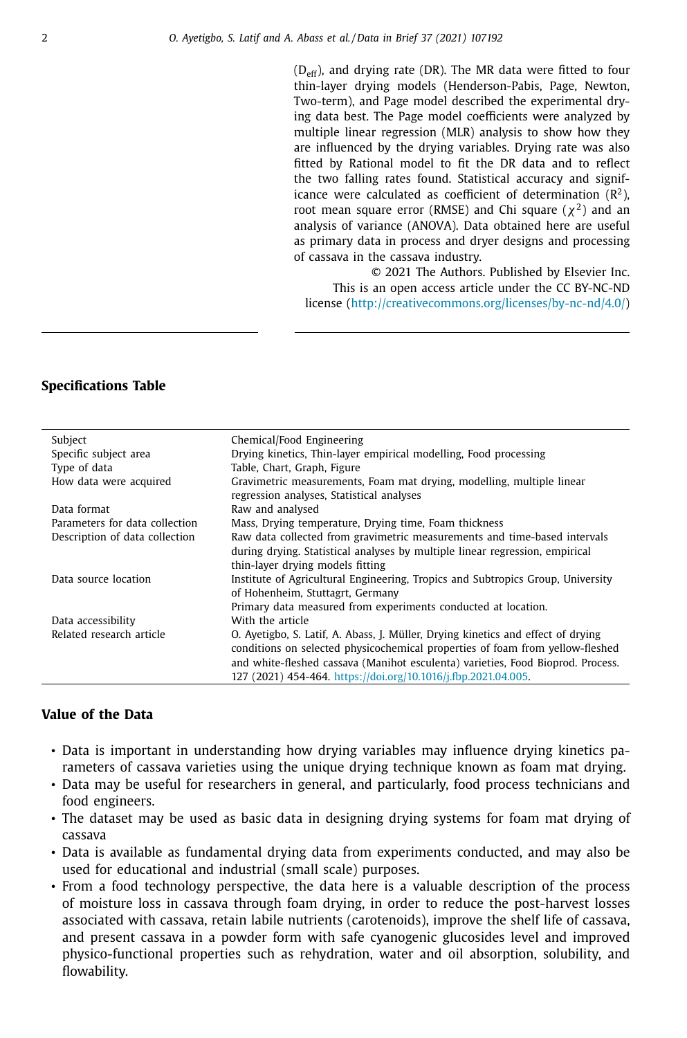($D_{eff}$), and drying rate (DR). The MR data were fitted to four thin-layer drying models (Henderson-Pabis, Page, Newton, Two-term), and Page model described the experimental drying data best. The Page model coefficients were analyzed by multiple linear regression (MLR) analysis to show how they are influenced by the drying variables. Drying rate was also fitted by Rational model to fit the DR data and to reflect the two falling rates found. Statistical accuracy and significance were calculated as coefficient of determination ($R^2$), root mean square error (RMSE) and Chi square ($\chi^2$) and an analysis of variance (ANOVA). Data obtained here are useful as primary data in process and dryer designs and processing of cassava in the cassava industry.

© 2021 The Authors. Published by Elsevier Inc. This is an open access article under the CC BY-NC-ND license (http://creativecommons.org/licenses/by-nc-nd/4.0/)

## Specifications Table

| | |
|---|---|
| Subject | Chemical/Food Engineering |
| Specific subject area | Drying kinetics, Thin-layer empirical modelling, Food processing |
| Type of data | Table, Chart, Graph, Figure |
| How data were acquired | Gravimetric measurements, Foam mat drying, modelling, multiple linear regression analyses, Statistical analyses |
| Data format | Raw and analysed |
| Parameters for data collection | Mass, Drying temperature, Drying time, Foam thickness |
| Description of data collection | Raw data collected from gravimetric measurements and time-based intervals during drying. Statistical analyses by multiple linear regression, empirical thin-layer drying models fitting |
| Data source location | Institute of Agricultural Engineering, Tropics and Subtropics Group, University of Hohenheim, Stuttagrt, Germany<br>Primary data measured from experiments conducted at location. |
| Data accessibility | With the article |
| Related research article | O. Ayetigbo, S. Latif, A. Abass, J. Müller, Drying kinetics and effect of drying conditions on selected physicochemical properties of foam from yellow-fleshed and white-fleshed cassava (Manihot esculenta) varieties, Food Bioprod. Process. 127 (2021) 454-464. https://doi.org/10.1016/j.fbp.2021.04.005. |

## Value of the Data

- Data is important in understanding how drying variables may influence drying kinetics parameters of cassava varieties using the unique drying technique known as foam mat drying.
- Data may be useful for researchers in general, and particularly, food process technicians and food engineers.
- The dataset may be used as basic data in designing drying systems for foam mat drying of cassava
- Data is available as fundamental drying data from experiments conducted, and may also be used for educational and industrial (small scale) purposes.
- From a food technology perspective, the data here is a valuable description of the process of moisture loss in cassava through foam drying, in order to reduce the post-harvest losses associated with cassava, retain labile nutrients (carotenoids), improve the shelf life of cassava, and present cassava in a powder form with safe cyanogenic glucosides level and improved physico-functional properties such as rehydration, water and oil absorption, solubility, and flowability.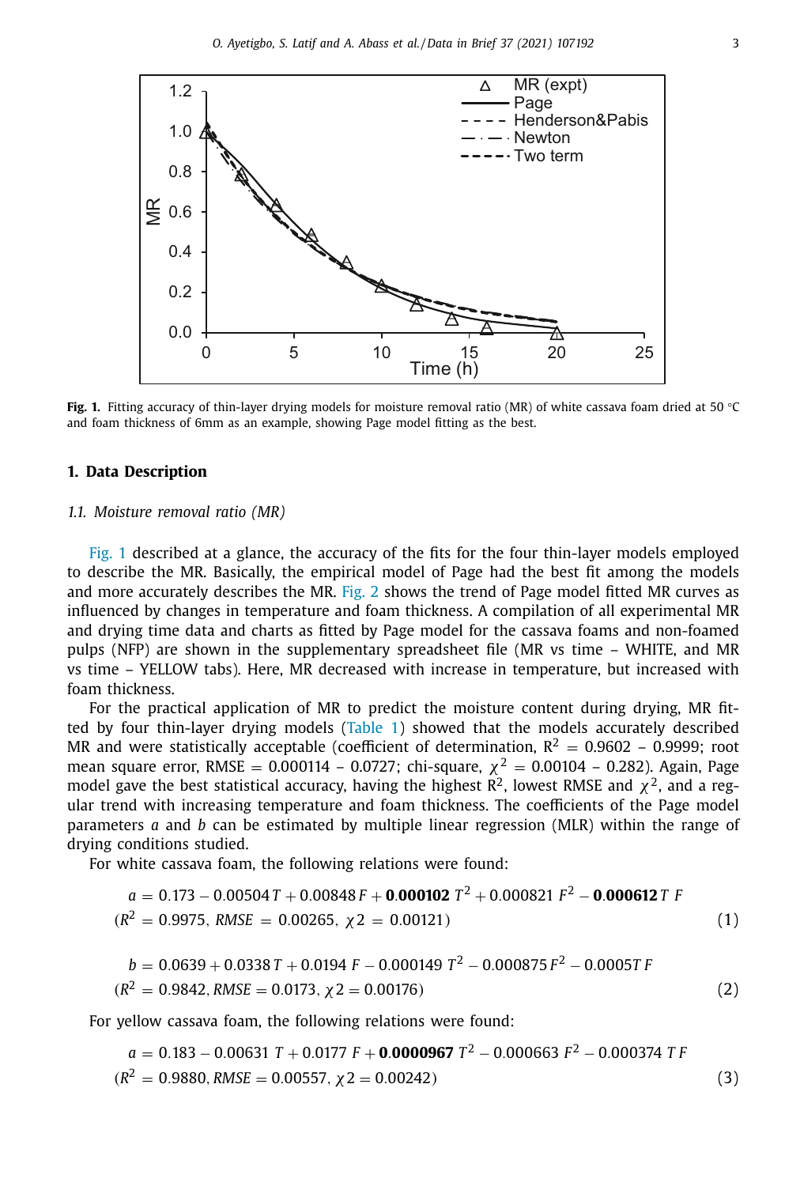**Fig. 1.** Fitting accuracy of thin-layer drying models for moisture removal ratio (MR) of white cassava foam dried at 50 °C and foam thickness of 6mm as an example, showing Page model fitting as the best.

## 1. Data Description

### 1.1. Moisture removal ratio (MR)

Fig. 1 described at a glance, the accuracy of the fits for the four thin-layer models employed to describe the MR. Basically, the empirical model of Page had the best fit among the models and more accurately describes the MR. Fig. 2 shows the trend of Page model fitted MR curves as influenced by changes in temperature and foam thickness. A compilation of all experimental MR and drying time data and charts as fitted by Page model for the cassava foams and non-foamed pulps (NFP) are shown in the supplementary spreadsheet file (MR vs time – WHITE, and MR vs time – YELLOW tabs). Here, MR decreased with increase in temperature, but increased with foam thickness.

For the practical application of MR to predict the moisture content during drying, MR fitted by four thin-layer drying models (Table 1) showed that the models accurately described MR and were statistically acceptable (coefficient of determination, $R^2 = 0.9602$ – $0.9999$; root mean square error, RMSE = 0.000114 – 0.0727; chi-square, $\chi^2 = 0.00104$ – $0.282$). Again, Page model gave the best statistical accuracy, having the highest $R^2$, lowest RMSE and $\chi^2$, and a regular trend with increasing temperature and foam thickness. The coefficients of the Page model parameters *a* and *b* can be estimated by multiple linear regression (MLR) within the range of drying conditions studied.

For white cassava foam, the following relations were found:

$$a = 0.173 - 0.00504\,T + 0.00848\,F + \mathbf{0.000102}\,T^2 + 0.000821\,F^2 - \mathbf{0.000612}\,T\,F$$
$$(R^2 = 0.9975,\ RMSE = 0.00265,\ \chi 2 = 0.00121) \tag{1}$$

$$b = 0.0639 + 0.0338\,T + 0.0194\,F - 0.000149\,T^2 - 0.000875\,F^2 - 0.0005T\,F$$
$$(R^2 = 0.9842,\ RMSE = 0.0173,\ \chi 2 = 0.00176) \tag{2}$$

For yellow cassava foam, the following relations were found:

$$a = 0.183 - 0.00631\,T + 0.0177\,F + \mathbf{0.0000967}\,T^2 - 0.000663\,F^2 - 0.000374\,T\,F$$
$$(R^2 = 0.9880,\ RMSE = 0.00557,\ \chi 2 = 0.00242) \tag{3}$$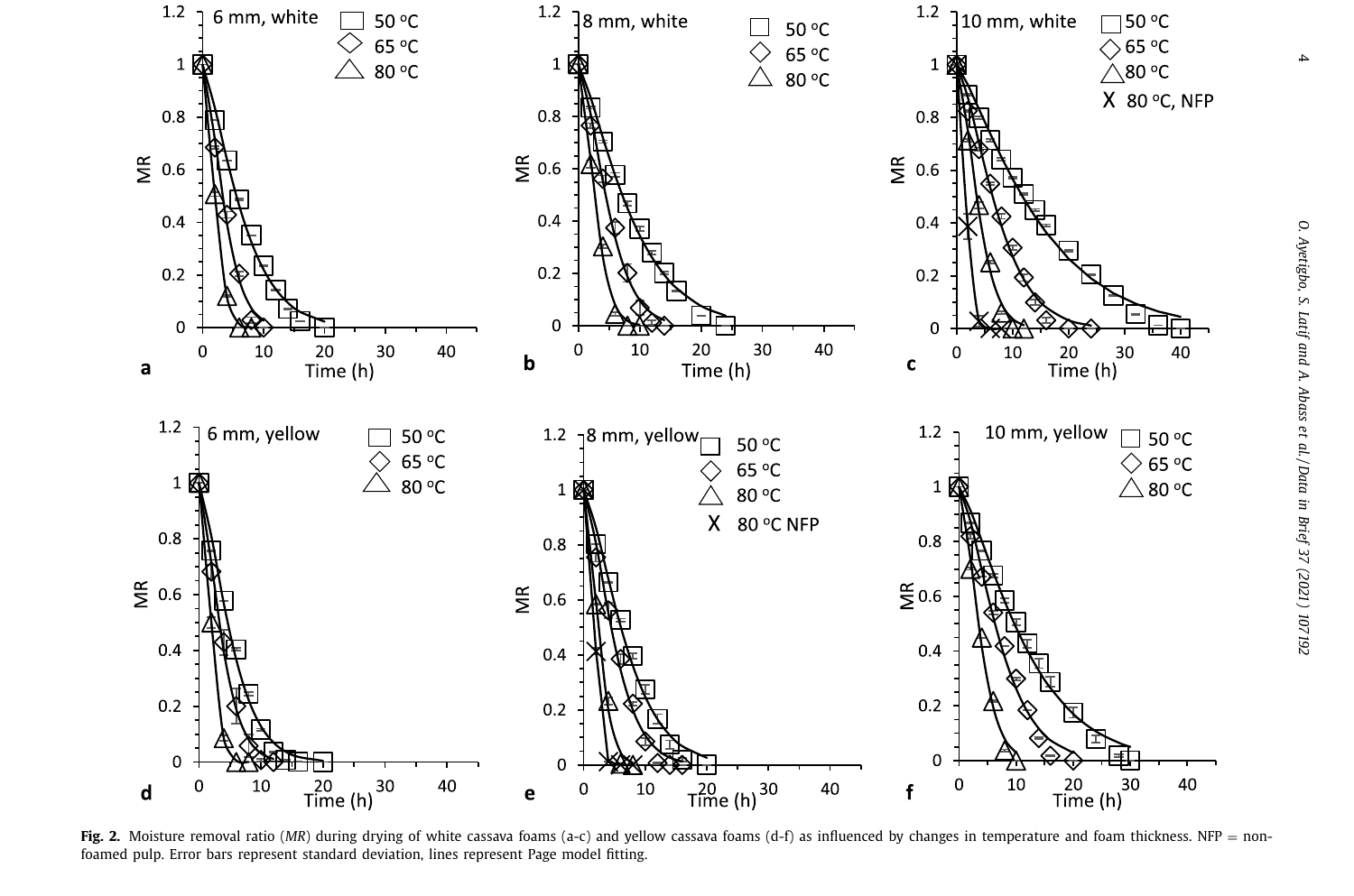**Fig. 2.** Moisture removal ratio (*MR*) during drying of white cassava foams (a-c) and yellow cassava foams (d-f) as influenced by changes in temperature and foam thickness. NFP = non-foamed pulp. Error bars represent standard deviation, lines represent Page model fitting.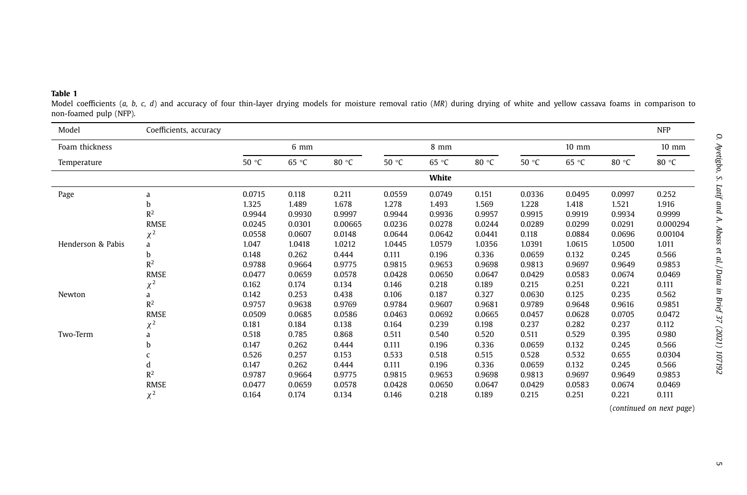**Table 1**
Model coefficients (*a, b, c, d*) and accuracy of four thin-layer drying models for moisture removal ratio (*MR*) during drying of white and yellow cassava foams in comparison to non-foamed pulp (NFP).

| Model | Coefficients, accuracy | | | | | | | | | | NFP |
|---|---|---|---|---|---|---|---|---|---|---|---|
| Foam thickness | | 6 mm | | | 8 mm | | | 10 mm | | | 10 mm |
| Temperature | | 50 °C | 65 °C | 80 °C | 50 °C | 65 °C | 80 °C | 50 °C | 65 °C | 80 °C | 80 °C |
| | | | | | | **White** | | | | | |
| Page | a | 0.0715 | 0.118 | 0.211 | 0.0559 | 0.0749 | 0.151 | 0.0336 | 0.0495 | 0.0997 | 0.252 |
| | b | 1.325 | 1.489 | 1.678 | 1.278 | 1.493 | 1.569 | 1.228 | 1.418 | 1.521 | 1.916 |
| | $R^2$ | 0.9944 | 0.9930 | 0.9997 | 0.9944 | 0.9936 | 0.9957 | 0.9915 | 0.9919 | 0.9934 | 0.9999 |
| | RMSE | 0.0245 | 0.0301 | 0.00665 | 0.0236 | 0.0278 | 0.0244 | 0.0289 | 0.0299 | 0.0291 | 0.000294 |
| | $\chi^2$ | 0.0558 | 0.0607 | 0.0148 | 0.0644 | 0.0642 | 0.0441 | 0.118 | 0.0884 | 0.0696 | 0.00104 |
| Henderson & Pabis | a | 1.047 | 1.0418 | 1.0212 | 1.0445 | 1.0579 | 1.0356 | 1.0391 | 1.0615 | 1.0500 | 1.011 |
| | b | 0.148 | 0.262 | 0.444 | 0.111 | 0.196 | 0.336 | 0.0659 | 0.132 | 0.245 | 0.566 |
| | $R^2$ | 0.9788 | 0.9664 | 0.9775 | 0.9815 | 0.9653 | 0.9698 | 0.9813 | 0.9697 | 0.9649 | 0.9853 |
| | RMSE | 0.0477 | 0.0659 | 0.0578 | 0.0428 | 0.0650 | 0.0647 | 0.0429 | 0.0583 | 0.0674 | 0.0469 |
| | $\chi^2$ | 0.162 | 0.174 | 0.134 | 0.146 | 0.218 | 0.189 | 0.215 | 0.251 | 0.221 | 0.111 |
| Newton | a | 0.142 | 0.253 | 0.438 | 0.106 | 0.187 | 0.327 | 0.0630 | 0.125 | 0.235 | 0.562 |
| | $R^2$ | 0.9757 | 0.9638 | 0.9769 | 0.9784 | 0.9607 | 0.9681 | 0.9789 | 0.9648 | 0.9616 | 0.9851 |
| | RMSE | 0.0509 | 0.0685 | 0.0586 | 0.0463 | 0.0692 | 0.0665 | 0.0457 | 0.0628 | 0.0705 | 0.0472 |
| | $\chi^2$ | 0.181 | 0.184 | 0.138 | 0.164 | 0.239 | 0.198 | 0.237 | 0.282 | 0.237 | 0.112 |
| Two-Term | a | 0.518 | 0.785 | 0.868 | 0.511 | 0.540 | 0.520 | 0.511 | 0.529 | 0.395 | 0.980 |
| | b | 0.147 | 0.262 | 0.444 | 0.111 | 0.196 | 0.336 | 0.0659 | 0.132 | 0.245 | 0.566 |
| | c | 0.526 | 0.257 | 0.153 | 0.533 | 0.518 | 0.515 | 0.528 | 0.532 | 0.655 | 0.0304 |
| | d | 0.147 | 0.262 | 0.444 | 0.111 | 0.196 | 0.336 | 0.0659 | 0.132 | 0.245 | 0.566 |
| | $R^2$ | 0.9787 | 0.9664 | 0.9775 | 0.9815 | 0.9653 | 0.9698 | 0.9813 | 0.9697 | 0.9649 | 0.9853 |
| | RMSE | 0.0477 | 0.0659 | 0.0578 | 0.0428 | 0.0650 | 0.0647 | 0.0429 | 0.0583 | 0.0674 | 0.0469 |
| | $\chi^2$ | 0.164 | 0.174 | 0.134 | 0.146 | 0.218 | 0.189 | 0.215 | 0.251 | 0.221 | 0.111 |

(*continued on next page*)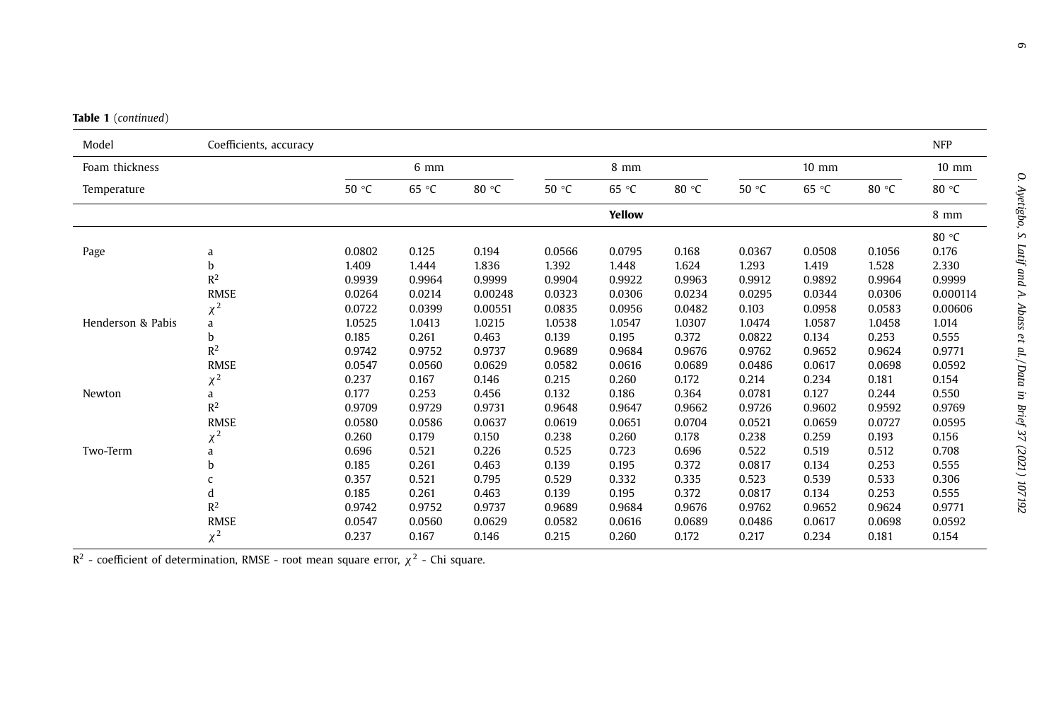**Table 1** (*continued*)

| Model | Coefficients, accuracy | | | | | | | | | | NFP |
|---|---|---|---|---|---|---|---|---|---|---|---|
| Foam thickness | | 6 mm | | | 8 mm | | | 10 mm | | | 10 mm |
| Temperature | | 50 °C | 65 °C | 80 °C | 50 °C | 65 °C | 80 °C | 50 °C | 65 °C | 80 °C | 80 °C |
| | | | | | | **Yellow** | | | | | 8 mm |
| | | | | | | | | | | | 80 °C |
| Page | a | 0.0802 | 0.125 | 0.194 | 0.0566 | 0.0795 | 0.168 | 0.0367 | 0.0508 | 0.1056 | 0.176 |
| | b | 1.409 | 1.444 | 1.836 | 1.392 | 1.448 | 1.624 | 1.293 | 1.419 | 1.528 | 2.330 |
| | $R^2$ | 0.9939 | 0.9964 | 0.9999 | 0.9904 | 0.9922 | 0.9963 | 0.9912 | 0.9892 | 0.9964 | 0.9999 |
| | RMSE | 0.0264 | 0.0214 | 0.00248 | 0.0323 | 0.0306 | 0.0234 | 0.0295 | 0.0344 | 0.0306 | 0.000114 |
| | $\chi^2$ | 0.0722 | 0.0399 | 0.00551 | 0.0835 | 0.0956 | 0.0482 | 0.103 | 0.0958 | 0.0583 | 0.00606 |
| Henderson & Pabis | a | 1.0525 | 1.0413 | 1.0215 | 1.0538 | 1.0547 | 1.0307 | 1.0474 | 1.0587 | 1.0458 | 1.014 |
| | b | 0.185 | 0.261 | 0.463 | 0.139 | 0.195 | 0.372 | 0.0822 | 0.134 | 0.253 | 0.555 |
| | $R^2$ | 0.9742 | 0.9752 | 0.9737 | 0.9689 | 0.9684 | 0.9676 | 0.9762 | 0.9652 | 0.9624 | 0.9771 |
| | RMSE | 0.0547 | 0.0560 | 0.0629 | 0.0582 | 0.0616 | 0.0689 | 0.0486 | 0.0617 | 0.0698 | 0.0592 |
| | $\chi^2$ | 0.237 | 0.167 | 0.146 | 0.215 | 0.260 | 0.172 | 0.214 | 0.234 | 0.181 | 0.154 |
| Newton | a | 0.177 | 0.253 | 0.456 | 0.132 | 0.186 | 0.364 | 0.0781 | 0.127 | 0.244 | 0.550 |
| | $R^2$ | 0.9709 | 0.9729 | 0.9731 | 0.9648 | 0.9647 | 0.9662 | 0.9726 | 0.9602 | 0.9592 | 0.9769 |
| | RMSE | 0.0580 | 0.0586 | 0.0637 | 0.0619 | 0.0651 | 0.0704 | 0.0521 | 0.0659 | 0.0727 | 0.0595 |
| | $\chi^2$ | 0.260 | 0.179 | 0.150 | 0.238 | 0.260 | 0.178 | 0.238 | 0.259 | 0.193 | 0.156 |
| Two-Term | a | 0.696 | 0.521 | 0.226 | 0.525 | 0.723 | 0.696 | 0.522 | 0.519 | 0.512 | 0.708 |
| | b | 0.185 | 0.261 | 0.463 | 0.139 | 0.195 | 0.372 | 0.0817 | 0.134 | 0.253 | 0.555 |
| | c | 0.357 | 0.521 | 0.795 | 0.529 | 0.332 | 0.335 | 0.523 | 0.539 | 0.533 | 0.306 |
| | d | 0.185 | 0.261 | 0.463 | 0.139 | 0.195 | 0.372 | 0.0817 | 0.134 | 0.253 | 0.555 |
| | $R^2$ | 0.9742 | 0.9752 | 0.9737 | 0.9689 | 0.9684 | 0.9676 | 0.9762 | 0.9652 | 0.9624 | 0.9771 |
| | RMSE | 0.0547 | 0.0560 | 0.0629 | 0.0582 | 0.0616 | 0.0689 | 0.0486 | 0.0617 | 0.0698 | 0.0592 |
| | $\chi^2$ | 0.237 | 0.167 | 0.146 | 0.215 | 0.260 | 0.172 | 0.217 | 0.234 | 0.181 | 0.154 |

$R^2$ - coefficient of determination, RMSE - root mean square error, $\chi^2$ - Chi square.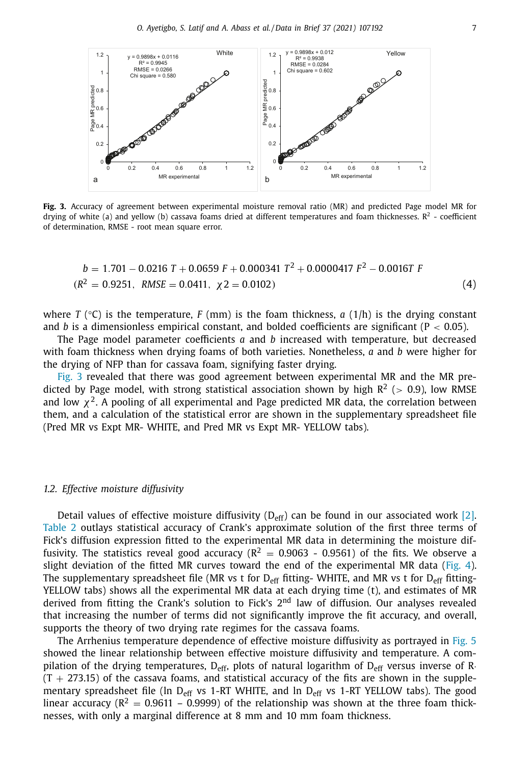**Fig. 3.** Accuracy of agreement between experimental moisture removal ratio (MR) and predicted Page model MR for drying of white (a) and yellow (b) cassava foams dried at different temperatures and foam thicknesses. $R^2$ - coefficient of determination, RMSE - root mean square error.

$$b = 1.701 - 0.0216\ T + 0.0659\ F + 0.000341\ T^2 + 0.0000417\ F^2 - 0.0016T\ F$$
$$(R^2 = 0.9251,\ RMSE = 0.0411,\ \chi 2 = 0.0102) \tag{4}$$

where $T$ (°C) is the temperature, $F$ (mm) is the foam thickness, $a$ (1/h) is the drying constant and $b$ is a dimensionless empirical constant, and bolded coefficients are significant ($P < 0.05$).

The Page model parameter coefficients $a$ and $b$ increased with temperature, but decreased with foam thickness when drying foams of both varieties. Nonetheless, $a$ and $b$ were higher for the drying of NFP than for cassava foam, signifying faster drying.

Fig. 3 revealed that there was good agreement between experimental MR and the MR predicted by Page model, with strong statistical association shown by high $R^2$ ($> 0.9$), low RMSE and low $\chi^2$. A pooling of all experimental and Page predicted MR data, the correlation between them, and a calculation of the statistical error are shown in the supplementary spreadsheet file (Pred MR vs Expt MR- WHITE, and Pred MR vs Expt MR- YELLOW tabs).

## 1.2. Effective moisture diffusivity

Detail values of effective moisture diffusivity ($D_{eff}$) can be found in our associated work [2]. Table 2 outlays statistical accuracy of Crank's approximate solution of the first three terms of Fick's diffusion expression fitted to the experimental MR data in determining the moisture diffusivity. The statistics reveal good accuracy ($R^2 = 0.9063$ - $0.9561$) of the fits. We observe a slight deviation of the fitted MR curves toward the end of the experimental MR data (Fig. 4). The supplementary spreadsheet file (MR vs t for $D_{eff}$ fitting- WHITE, and MR vs t for $D_{eff}$ fitting-YELLOW tabs) shows all the experimental MR data at each drying time (t), and estimates of MR derived from fitting the Crank's solution to Fick's $2^{nd}$ law of diffusion. Our analyses revealed that increasing the number of terms did not significantly improve the fit accuracy, and overall, supports the theory of two drying rate regimes for the cassava foams.

The Arrhenius temperature dependence of effective moisture diffusivity as portrayed in Fig. 5 showed the linear relationship between effective moisture diffusivity and temperature. A compilation of the drying temperatures, $D_{eff}$, plots of natural logarithm of $D_{eff}$ versus inverse of R·(T + 273.15) of the cassava foams, and statistical accuracy of the fits are shown in the supplementary spreadsheet file (ln $D_{eff}$ vs 1-RT WHITE, and ln $D_{eff}$ vs 1-RT YELLOW tabs). The good linear accuracy ($R^2 = 0.9611$ – $0.9999$) of the relationship was shown at the three foam thicknesses, with only a marginal difference at 8 mm and 10 mm foam thickness.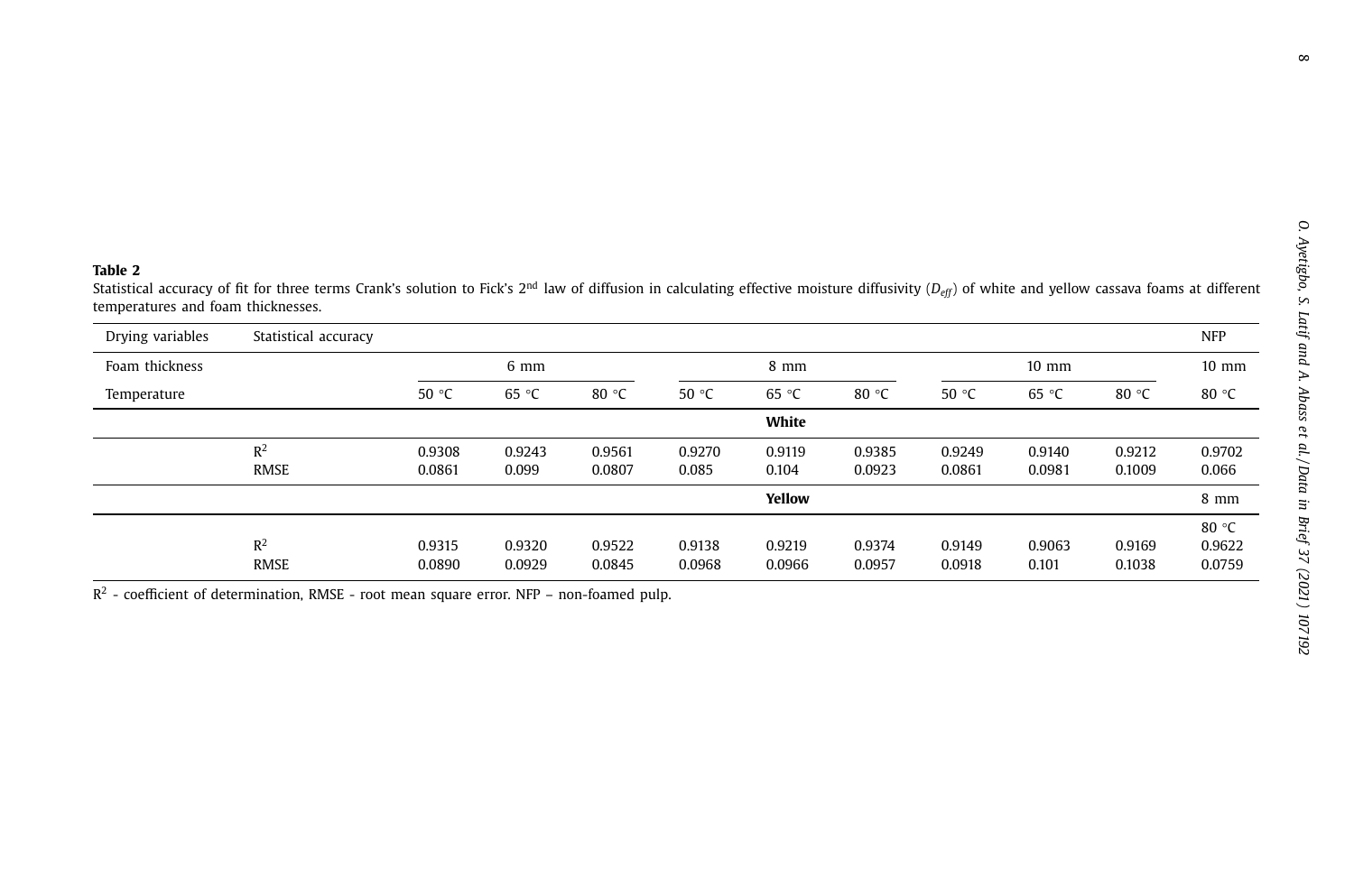**Table 2**
Statistical accuracy of fit for three terms Crank's solution to Fick's 2[nd] law of diffusion in calculating effective moisture diffusivity ($D_{eff}$) of white and yellow cassava foams at different temperatures and foam thicknesses.

| Drying variables | Statistical accuracy | | | | | | | | | | NFP |
|---|---|---|---|---|---|---|---|---|---|---|---|
| Foam thickness | | 6 mm | | | 8 mm | | | 10 mm | | | 10 mm |
| Temperature | | 50 °C | 65 °C | 80 °C | 50 °C | 65 °C | 80 °C | 50 °C | 65 °C | 80 °C | 80 °C |
| | | | | | | **White** | | | | | |
| | $R^2$ | 0.9308 | 0.9243 | 0.9561 | 0.9270 | 0.9119 | 0.9385 | 0.9249 | 0.9140 | 0.9212 | 0.9702 |
| | RMSE | 0.0861 | 0.099 | 0.0807 | 0.085 | 0.104 | 0.0923 | 0.0861 | 0.0981 | 0.1009 | 0.066 |
| | | | | | | **Yellow** | | | | | 8 mm |
| | | | | | | | | | | | 80 °C |
| | $R^2$ | 0.9315 | 0.9320 | 0.9522 | 0.9138 | 0.9219 | 0.9374 | 0.9149 | 0.9063 | 0.9169 | 0.9622 |
| | RMSE | 0.0890 | 0.0929 | 0.0845 | 0.0968 | 0.0966 | 0.0957 | 0.0918 | 0.101 | 0.1038 | 0.0759 |

$R^2$ - coefficient of determination, RMSE - root mean square error. NFP – non-foamed pulp.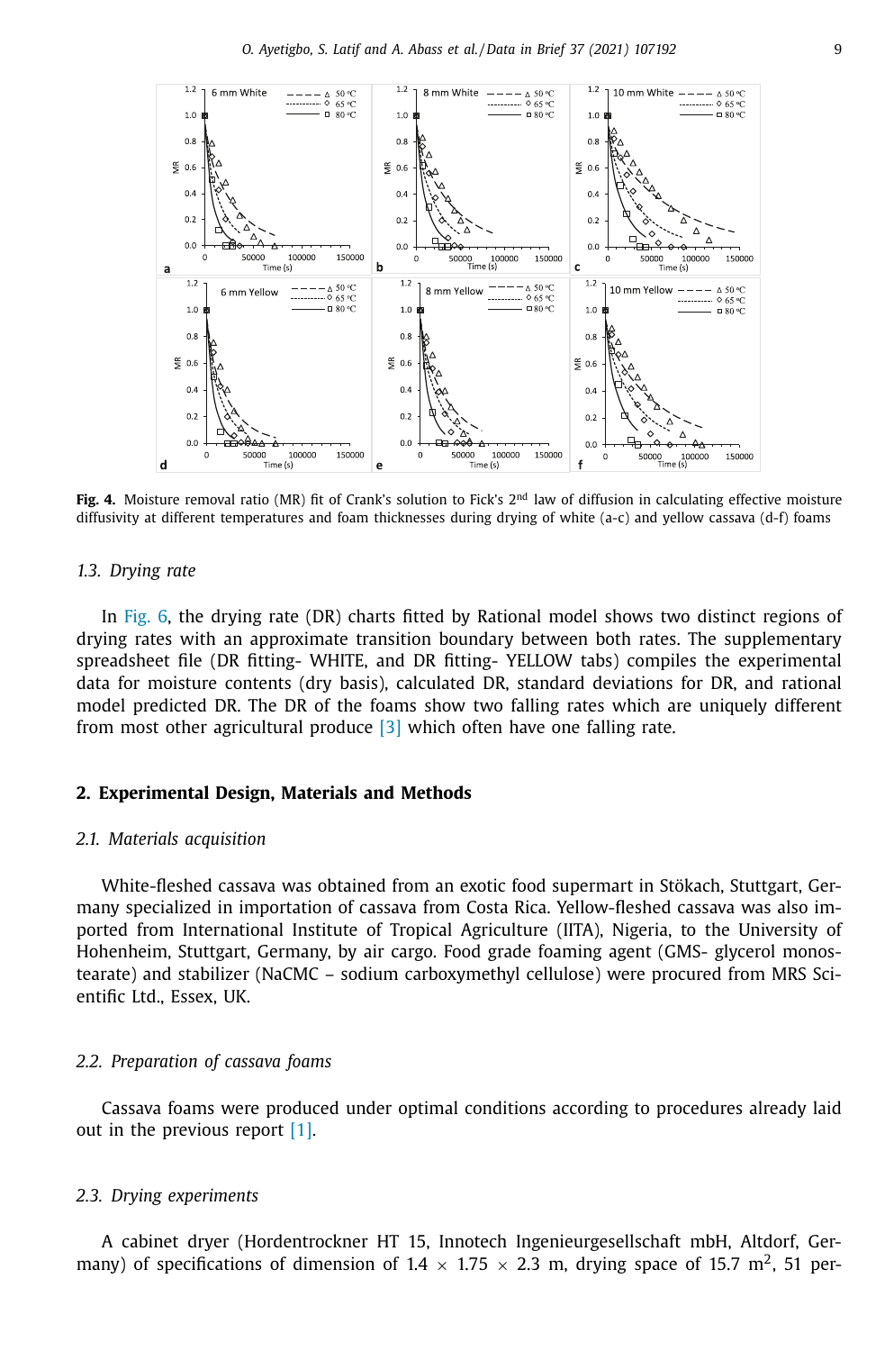**Fig. 4.** Moisture removal ratio (MR) fit of Crank's solution to Fick's 2nd law of diffusion in calculating effective moisture diffusivity at different temperatures and foam thicknesses during drying of white (a-c) and yellow cassava (d-f) foams

### 1.3. Drying rate

In Fig. 6, the drying rate (DR) charts fitted by Rational model shows two distinct regions of drying rates with an approximate transition boundary between both rates. The supplementary spreadsheet file (DR fitting- WHITE, and DR fitting- YELLOW tabs) compiles the experimental data for moisture contents (dry basis), calculated DR, standard deviations for DR, and rational model predicted DR. The DR of the foams show two falling rates which are uniquely different from most other agricultural produce [3] which often have one falling rate.

## 2. Experimental Design, Materials and Methods

### 2.1. Materials acquisition

White-fleshed cassava was obtained from an exotic food supermart in Stökach, Stuttgart, Germany specialized in importation of cassava from Costa Rica. Yellow-fleshed cassava was also imported from International Institute of Tropical Agriculture (IITA), Nigeria, to the University of Hohenheim, Stuttgart, Germany, by air cargo. Food grade foaming agent (GMS- glycerol monostearate) and stabilizer (NaCMC – sodium carboxymethyl cellulose) were procured from MRS Scientific Ltd., Essex, UK.

### 2.2. Preparation of cassava foams

Cassava foams were produced under optimal conditions according to procedures already laid out in the previous report [1].

### 2.3. Drying experiments

A cabinet dryer (Hordentrockner HT 15, Innotech Ingenieurgesellschaft mbH, Altdorf, Germany) of specifications of dimension of 1.4 × 1.75 × 2.3 m, drying space of 15.7 $m^2$, 51 per-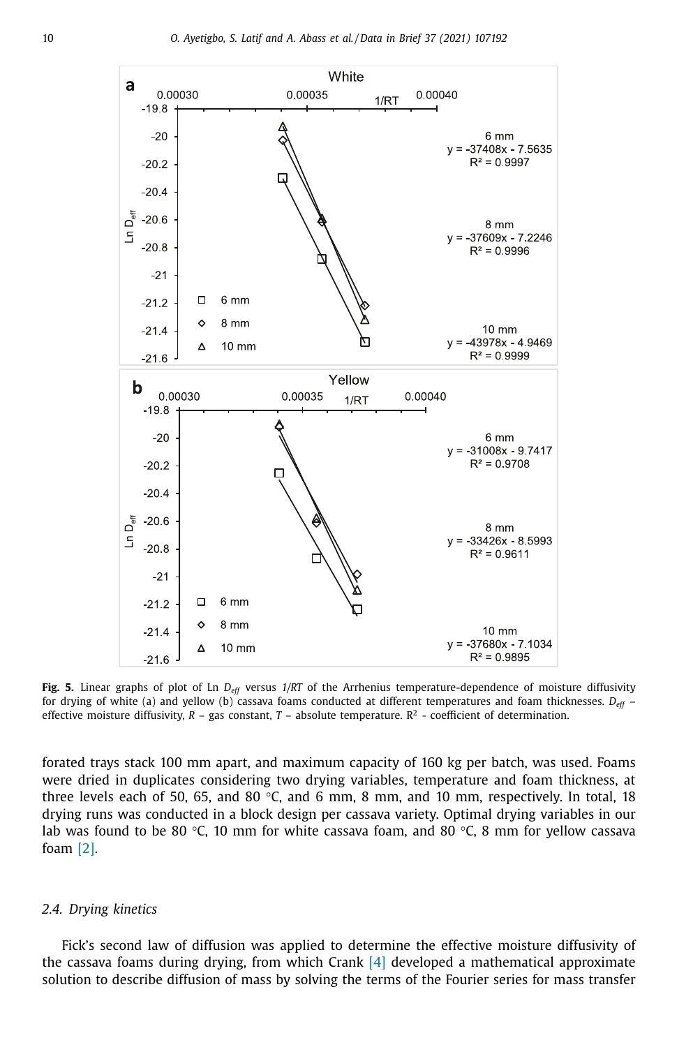**Fig. 5.** Linear graphs of plot of Ln $D_{eff}$ versus *1/RT* of the Arrhenius temperature-dependence of moisture diffusivity for drying of white (a) and yellow (b) cassava foams conducted at different temperatures and foam thicknesses. $D_{eff}$ – effective moisture diffusivity, $R$ – gas constant, $T$ – absolute temperature. $R^2$ - coefficient of determination.

forated trays stack 100 mm apart, and maximum capacity of 160 kg per batch, was used. Foams were dried in duplicates considering two drying variables, temperature and foam thickness, at three levels each of 50, 65, and 80 °C, and 6 mm, 8 mm, and 10 mm, respectively. In total, 18 drying runs was conducted in a block design per cassava variety. Optimal drying variables in our lab was found to be 80 °C, 10 mm for white cassava foam, and 80 °C, 8 mm for yellow cassava foam [2].

### 2.4. Drying kinetics

Fick's second law of diffusion was applied to determine the effective moisture diffusivity of the cassava foams during drying, from which Crank [4] developed a mathematical approximate solution to describe diffusion of mass by solving the terms of the Fourier series for mass transfer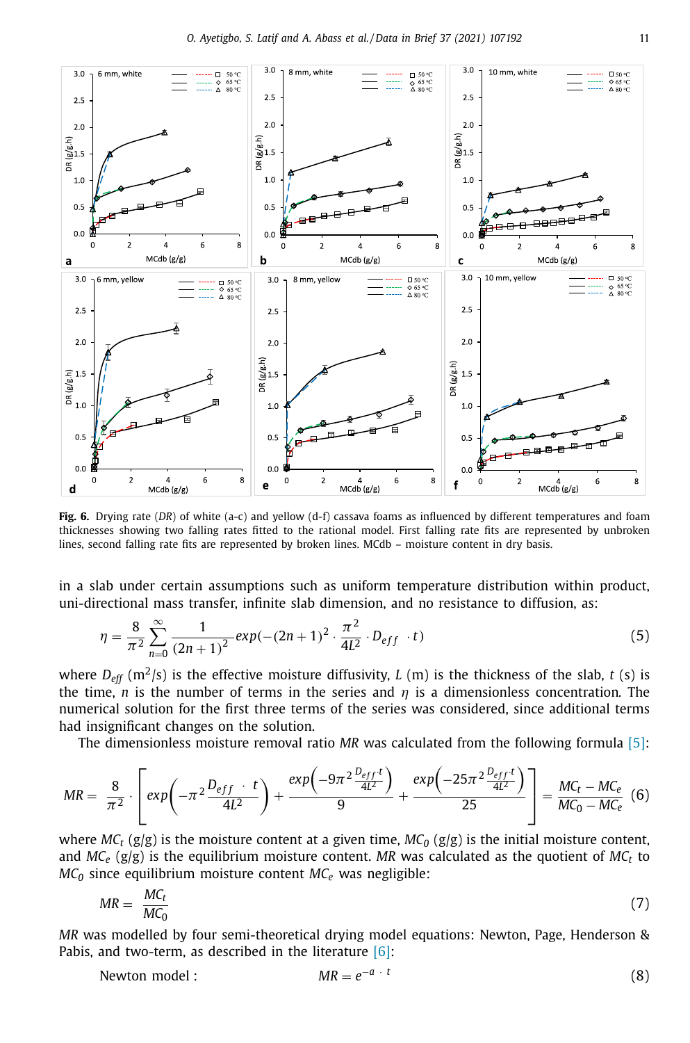**Fig. 6.** Drying rate (*DR*) of white (a-c) and yellow (d-f) cassava foams as influenced by different temperatures and foam thicknesses showing two falling rates fitted to the rational model. First falling rate fits are represented by unbroken lines, second falling rate fits are represented by broken lines. MCdb – moisture content in dry basis.

in a slab under certain assumptions such as uniform temperature distribution within product, uni-directional mass transfer, infinite slab dimension, and no resistance to diffusion, as:

$$\eta = \frac{8}{\pi^2} \sum_{n=0}^{\infty} \frac{1}{(2n+1)^2} exp(-(2n+1)^2 \cdot \frac{\pi^2}{4L^2} \cdot D_{eff} \cdot t) \tag{5}$$

where $D_{eff}$ ($m^2/s$) is the effective moisture diffusivity, $L$ (m) is the thickness of the slab, $t$ (s) is the time, $n$ is the number of terms in the series and $\eta$ is a dimensionless concentration. The numerical solution for the first three terms of the series was considered, since additional terms had insignificant changes on the solution.

The dimensionless moisture removal ratio *MR* was calculated from the following formula [5]:

$$MR = \frac{8}{\pi^2} \cdot \left[ exp\left(-\pi^2 \frac{D_{eff} \cdot t}{4L^2}\right) + \frac{exp\left(-9\pi^2 \frac{D_{eff} \cdot t}{4L^2}\right)}{9} + \frac{exp\left(-25\pi^2 \frac{D_{eff} \cdot t}{4L^2}\right)}{25} \right] = \frac{MC_t - MC_e}{MC_0 - MC_e} \tag{6}$$

where $MC_t$ (g/g) is the moisture content at a given time, $MC_0$ (g/g) is the initial moisture content, and $MC_e$ (g/g) is the equilibrium moisture content. *MR* was calculated as the quotient of $MC_t$ to $MC_0$ since equilibrium moisture content $MC_e$ was negligible:

$$MR = \frac{MC_t}{MC_0} \tag{7}$$

*MR* was modelled by four semi-theoretical drying model equations: Newton, Page, Henderson & Pabis, and two-term, as described in the literature [6]:

$$\text{Newton model}: \quad MR = e^{-a \cdot t} \tag{8}$$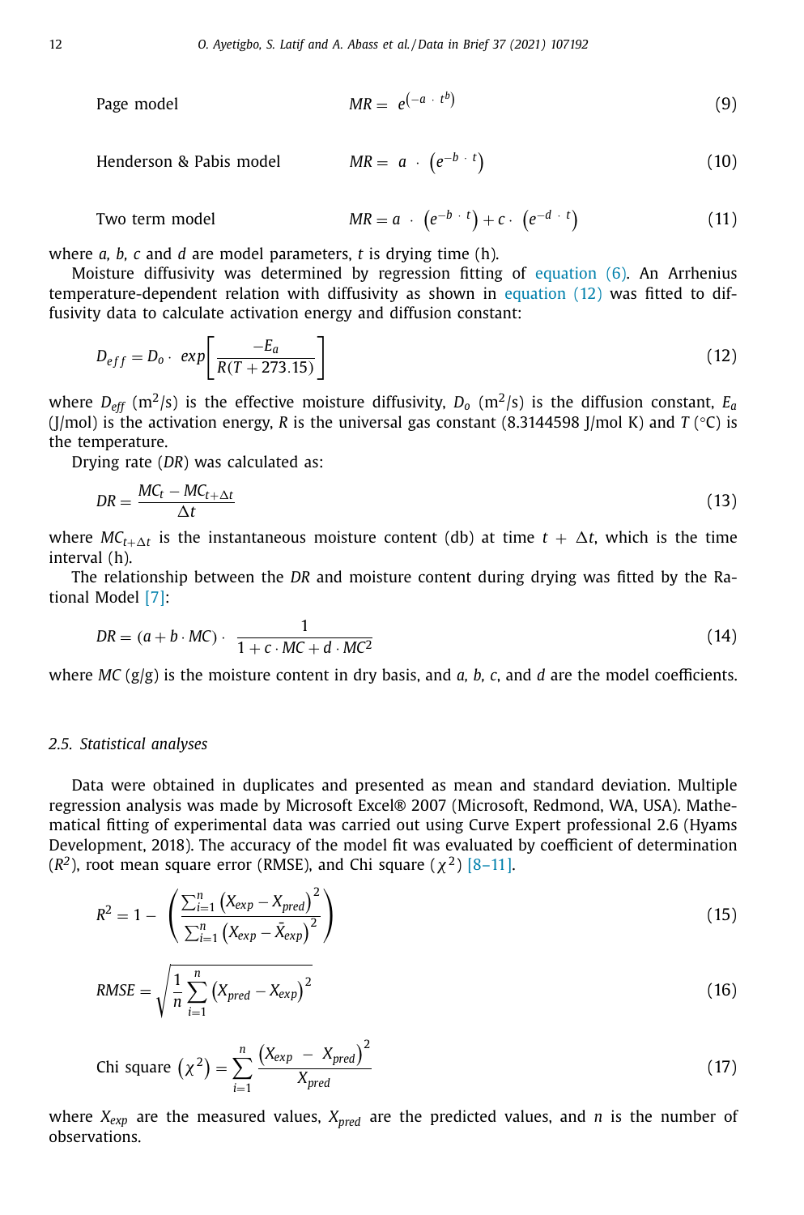Page model $$MR = e^{\left(-a \cdot t^{b}\right)} \tag{9}$$

Henderson & Pabis model $$MR = a \cdot \left(e^{-b \cdot t}\right) \tag{10}$$

Two term model $$MR = a \cdot \left(e^{-b \cdot t}\right) + c \cdot \left(e^{-d \cdot t}\right) \tag{11}$$

where *a, b, c* and *d* are model parameters, *t* is drying time (h).

Moisture diffusivity was determined by regression fitting of equation (6). An Arrhenius temperature-dependent relation with diffusivity as shown in equation (12) was fitted to diffusivity data to calculate activation energy and diffusion constant:

$$D_{eff} = D_o \cdot \ exp\left[\frac{-E_a}{R(T + 273.15)}\right] \tag{12}$$

where $D_{eff}$ ($m^2$/s) is the effective moisture diffusivity, $D_o$ ($m^2$/s) is the diffusion constant, $E_a$ (J/mol) is the activation energy, *R* is the universal gas constant (8.3144598 J/mol K) and *T* (°C) is the temperature.

Drying rate (*DR*) was calculated as:

$$DR = \frac{MC_t - MC_{t+\Delta t}}{\Delta t} \tag{13}$$

where $MC_{t+\Delta t}$ is the instantaneous moisture content (db) at time $t + \Delta t$, which is the time interval (h).

The relationship between the *DR* and moisture content during drying was fitted by the Rational Model [7]:

$$DR = (a + b \cdot MC) \cdot \ \frac{1}{1 + c \cdot MC + d \cdot MC^2} \tag{14}$$

where *MC* (g/g) is the moisture content in dry basis, and *a, b, c*, and *d* are the model coefficients.

### 2.5. Statistical analyses

Data were obtained in duplicates and presented as mean and standard deviation. Multiple regression analysis was made by Microsoft Excel® 2007 (Microsoft, Redmond, WA, USA). Mathematical fitting of experimental data was carried out using Curve Expert professional 2.6 (Hyams Development, 2018). The accuracy of the model fit was evaluated by coefficient of determination ($R^2$), root mean square error (RMSE), and Chi square ($\chi^2$) [8–11].

$$R^2 = 1 - \left(\frac{\sum_{i=1}^{n}\left(X_{exp} - X_{pred}\right)^2}{\sum_{i=1}^{n}\left(X_{exp} - \bar{X}_{exp}\right)^2}\right) \tag{15}$$

$$RMSE = \sqrt{\frac{1}{n}\sum_{i=1}^{n}\left(X_{pred} - X_{exp}\right)^2} \tag{16}$$

$$\text{Chi square } \left(\chi^2\right) = \sum_{i=1}^{n}\frac{\left(X_{exp} \ - \ X_{pred}\right)^2}{X_{pred}} \tag{17}$$

where $X_{exp}$ are the measured values, $X_{pred}$ are the predicted values, and *n* is the number of observations.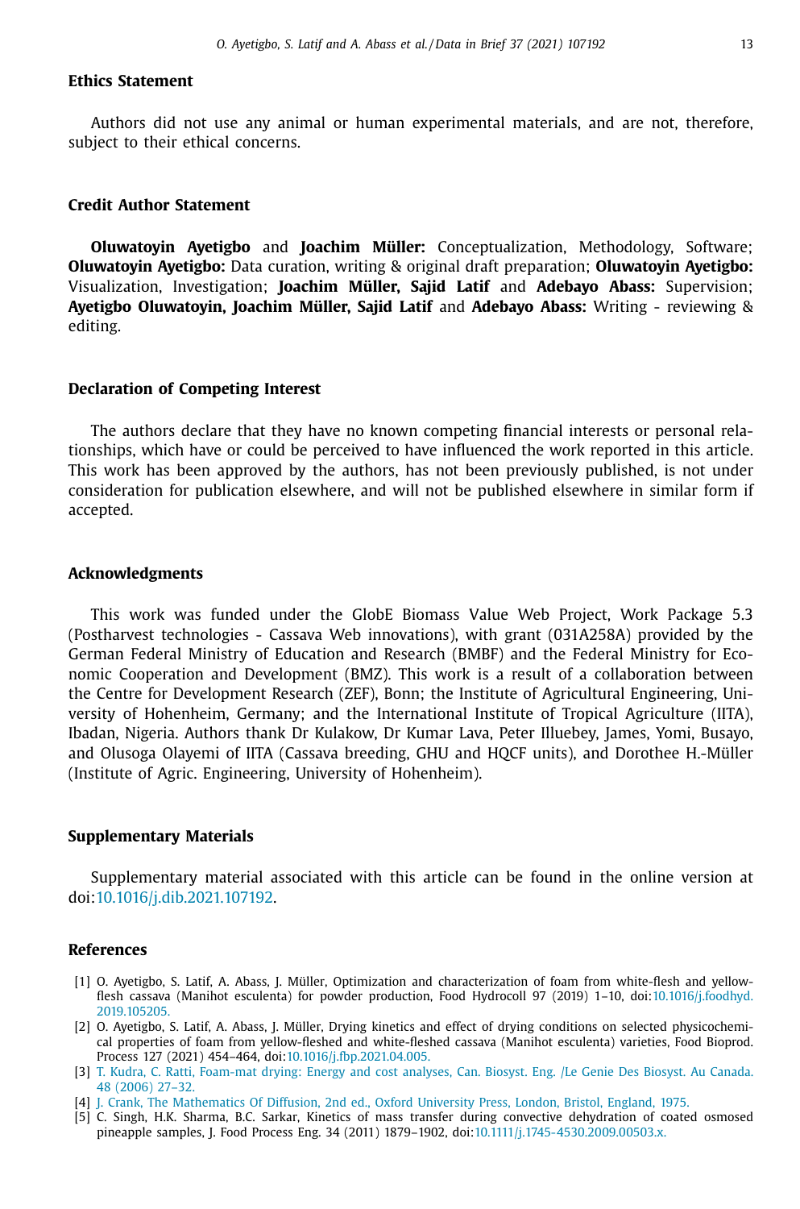## Ethics Statement

Authors did not use any animal or human experimental materials, and are not, therefore, subject to their ethical concerns.

## Credit Author Statement

**Oluwatoyin Ayetigbo** and **Joachim Müller:** Conceptualization, Methodology, Software; **Oluwatoyin Ayetigbo:** Data curation, writing & original draft preparation; **Oluwatoyin Ayetigbo:** Visualization, Investigation; **Joachim Müller, Sajid Latif** and **Adebayo Abass:** Supervision; **Ayetigbo Oluwatoyin, Joachim Müller, Sajid Latif** and **Adebayo Abass:** Writing - reviewing & editing.

## Declaration of Competing Interest

The authors declare that they have no known competing financial interests or personal relationships, which have or could be perceived to have influenced the work reported in this article. This work has been approved by the authors, has not been previously published, is not under consideration for publication elsewhere, and will not be published elsewhere in similar form if accepted.

## Acknowledgments

This work was funded under the GlobE Biomass Value Web Project, Work Package 5.3 (Postharvest technologies - Cassava Web innovations), with grant (031A258A) provided by the German Federal Ministry of Education and Research (BMBF) and the Federal Ministry for Economic Cooperation and Development (BMZ). This work is a result of a collaboration between the Centre for Development Research (ZEF), Bonn; the Institute of Agricultural Engineering, University of Hohenheim, Germany; and the International Institute of Tropical Agriculture (IITA), Ibadan, Nigeria. Authors thank Dr Kulakow, Dr Kumar Lava, Peter Illuebey, James, Yomi, Busayo, and Olusoga Olayemi of IITA (Cassava breeding, GHU and HQCF units), and Dorothee H.-Müller (Institute of Agric. Engineering, University of Hohenheim).

## Supplementary Materials

Supplementary material associated with this article can be found in the online version at doi:10.1016/j.dib.2021.107192.

## References

[1] O. Ayetigbo, S. Latif, A. Abass, J. Müller, Optimization and characterization of foam from white-flesh and yellow-flesh cassava (Manihot esculenta) for powder production, Food Hydrocoll 97 (2019) 1–10, doi:10.1016/j.foodhyd.2019.105205.

[2] O. Ayetigbo, S. Latif, A. Abass, J. Müller, Drying kinetics and effect of drying conditions on selected physicochemical properties of foam from yellow-fleshed and white-fleshed cassava (Manihot esculenta) varieties, Food Bioprod. Process 127 (2021) 454–464, doi:10.1016/j.fbp.2021.04.005.

[3] T. Kudra, C. Ratti, Foam-mat drying: Energy and cost analyses, Can. Biosyst. Eng. /Le Genie Des Biosyst. Au Canada. 48 (2006) 27–32.

[4] J. Crank, The Mathematics Of Diffusion, 2nd ed., Oxford University Press, London, Bristol, England, 1975.

[5] C. Singh, H.K. Sharma, B.C. Sarkar, Kinetics of mass transfer during convective dehydration of coated osmosed pineapple samples, J. Food Process Eng. 34 (2011) 1879–1902, doi:10.1111/j.1745-4530.2009.00503.x.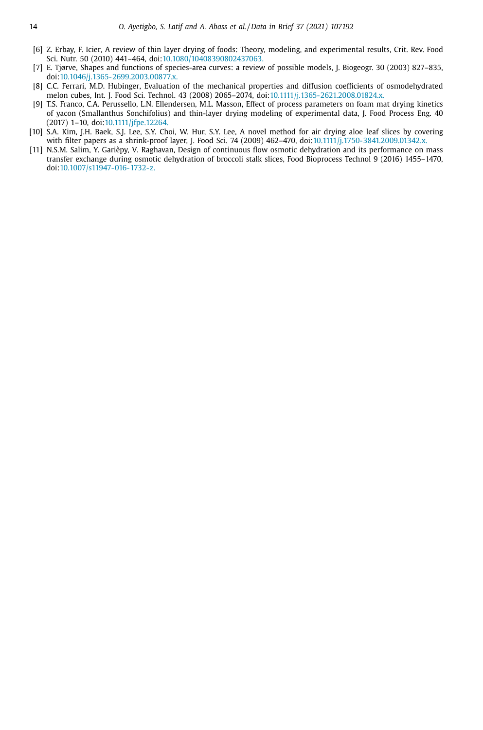[6] Z. Erbay, F. Icier, A review of thin layer drying of foods: Theory, modeling, and experimental results, Crit. Rev. Food Sci. Nutr. 50 (2010) 441–464, doi:10.1080/10408390802437063.

[7] E. Tjørve, Shapes and functions of species-area curves: a review of possible models, J. Biogeogr. 30 (2003) 827–835, doi:10.1046/j.1365-2699.2003.00877.x.

[8] C.C. Ferrari, M.D. Hubinger, Evaluation of the mechanical properties and diffusion coefficients of osmodehydrated melon cubes, Int. J. Food Sci. Technol. 43 (2008) 2065–2074, doi:10.1111/j.1365-2621.2008.01824.x.

[9] T.S. Franco, C.A. Perussello, L.N. Ellendersen, M.L. Masson, Effect of process parameters on foam mat drying kinetics of yacon (Smallanthus Sonchifolius) and thin-layer drying modeling of experimental data, J. Food Process Eng. 40 (2017) 1–10, doi:10.1111/jfpe.12264.

[10] S.A. Kim, J.H. Baek, S.J. Lee, S.Y. Choi, W. Hur, S.Y. Lee, A novel method for air drying aloe leaf slices by covering with filter papers as a shrink-proof layer, J. Food Sci. 74 (2009) 462–470, doi:10.1111/j.1750-3841.2009.01342.x.

[11] N.S.M. Salim, Y. Garièpy, V. Raghavan, Design of continuous flow osmotic dehydration and its performance on mass transfer exchange during osmotic dehydration of broccoli stalk slices, Food Bioprocess Technol 9 (2016) 1455–1470, doi:10.1007/s11947-016-1732-z.